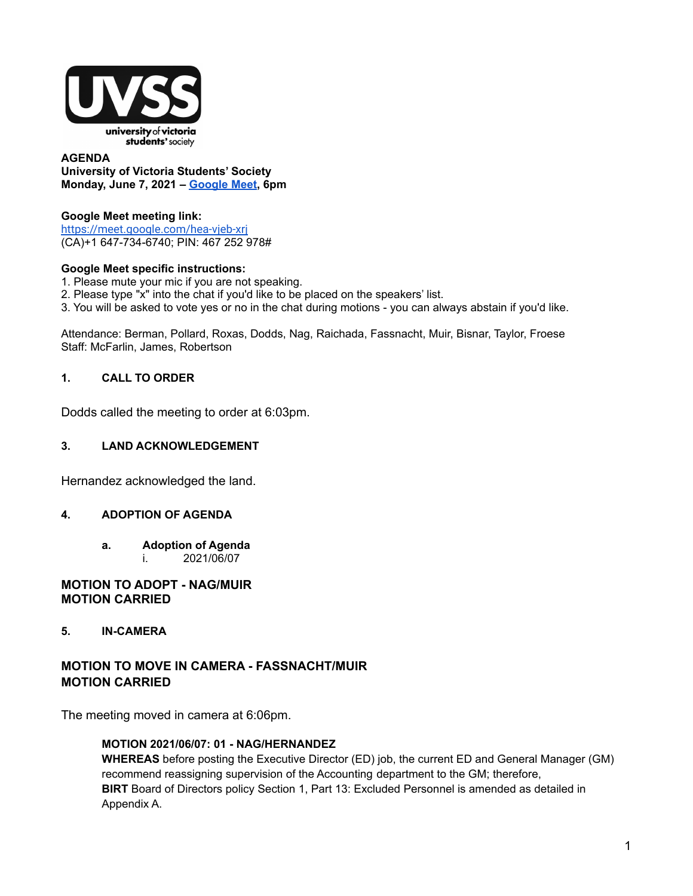**AGENDA**
**University of Victoria Students' Society**
**Monday, June 7, 2021 – [Google Meet](https://meet.google.com/hea-vjeb-xrj), 6pm**

**Google Meet meeting link:**
https://meet.google.com/hea-vjeb-xrj
(CA)+1 647-734-6740; PIN: 467 252 978#

**Google Meet specific instructions:**
1. Please mute your mic if you are not speaking.
2. Please type "x" into the chat if you'd like to be placed on the speakers' list.
3. You will be asked to vote yes or no in the chat during motions - you can always abstain if you'd like.

Attendance: Berman, Pollard, Roxas, Dodds, Nag, Raichada, Fassnacht, Muir, Bisnar, Taylor, Froese
Staff: McFarlin, James, Robertson

## 1. CALL TO ORDER

Dodds called the meeting to order at 6:03pm.

## 3. LAND ACKNOWLEDGEMENT

Hernandez acknowledged the land.

## 4. ADOPTION OF AGENDA

- a. **Adoption of Agenda**
  - i. 2021/06/07

**MOTION TO ADOPT - NAG/MUIR**
**MOTION CARRIED**

## 5. IN-CAMERA

**MOTION TO MOVE IN CAMERA - FASSNACHT/MUIR**
**MOTION CARRIED**

The meeting moved in camera at 6:06pm.

**MOTION 2021/06/07: 01 - NAG/HERNANDEZ**
**WHEREAS** before posting the Executive Director (ED) job, the current ED and General Manager (GM) recommend reassigning supervision of the Accounting department to the GM; therefore,
**BIRT** Board of Directors policy Section 1, Part 13: Excluded Personnel is amended as detailed in Appendix A.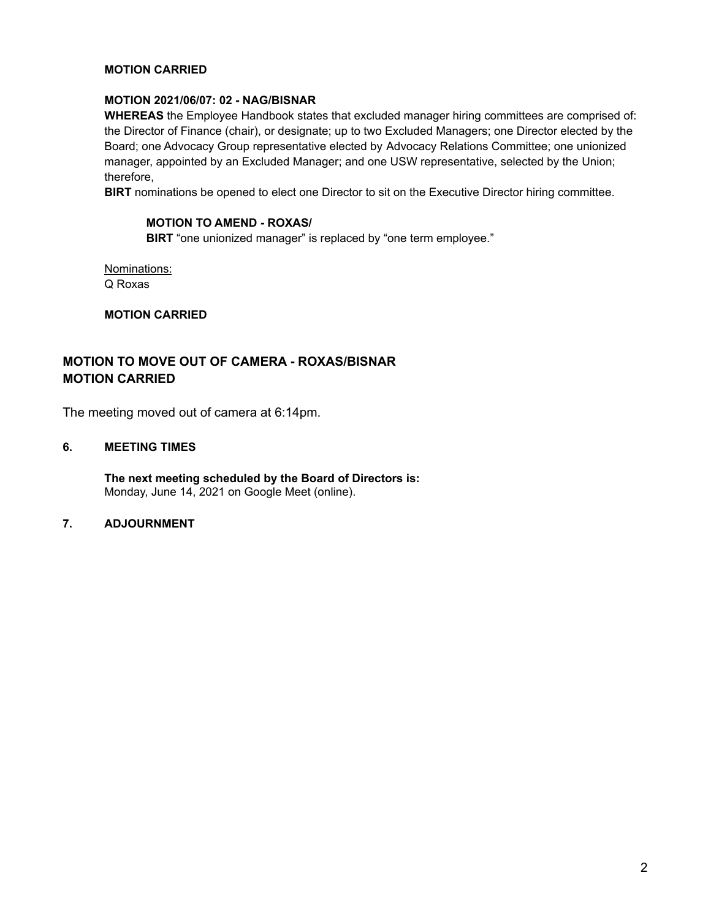**MOTION CARRIED**

**MOTION 2021/06/07: 02 - NAG/BISNAR**

**WHEREAS** the Employee Handbook states that excluded manager hiring committees are comprised of: the Director of Finance (chair), or designate; up to two Excluded Managers; one Director elected by the Board; one Advocacy Group representative elected by Advocacy Relations Committee; one unionized manager, appointed by an Excluded Manager; and one USW representative, selected by the Union; therefore,

**BIRT** nominations be opened to elect one Director to sit on the Executive Director hiring committee.

> **MOTION TO AMEND - ROXAS/**
>
> **BIRT** "one unionized manager" is replaced by "one term employee."

Nominations:

Q Roxas

**MOTION CARRIED**

### MOTION TO MOVE OUT OF CAMERA - ROXAS/BISNAR
### MOTION CARRIED

The meeting moved out of camera at 6:14pm.

## 6. MEETING TIMES

**The next meeting scheduled by the Board of Directors is:**
Monday, June 14, 2021 on Google Meet (online).

## 7. ADJOURNMENT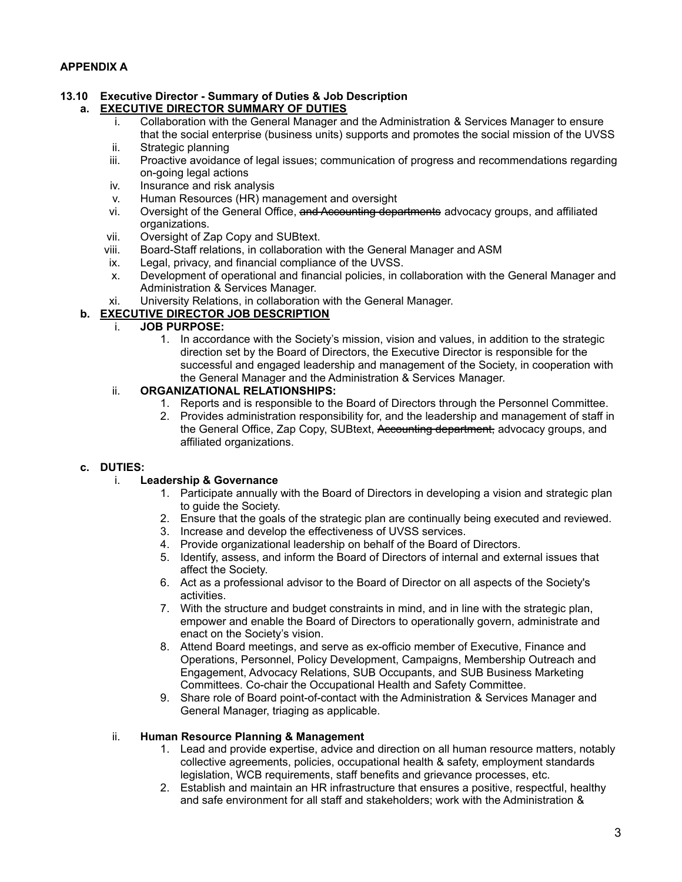**APPENDIX A**

**13.10 Executive Director - Summary of Duties & Job Description**

**a. <u>EXECUTIVE DIRECTOR SUMMARY OF DUTIES</u>**

i. Collaboration with the General Manager and the Administration & Services Manager to ensure that the social enterprise (business units) supports and promotes the social mission of the UVSS
ii. Strategic planning
iii. Proactive avoidance of legal issues; communication of progress and recommendations regarding on-going legal actions
iv. Insurance and risk analysis
v. Human Resources (HR) management and oversight
vi. Oversight of the General Office, ~~and Accounting departments~~ advocacy groups, and affiliated organizations.
vii. Oversight of Zap Copy and SUBtext.
viii. Board-Staff relations, in collaboration with the General Manager and ASM
ix. Legal, privacy, and financial compliance of the UVSS.
x. Development of operational and financial policies, in collaboration with the General Manager and Administration & Services Manager.
xi. University Relations, in collaboration with the General Manager.

**b. <u>EXECUTIVE DIRECTOR JOB DESCRIPTION</u>**

i. **JOB PURPOSE:**
   1. In accordance with the Society's mission, vision and values, in addition to the strategic direction set by the Board of Directors, the Executive Director is responsible for the successful and engaged leadership and management of the Society, in cooperation with the General Manager and the Administration & Services Manager.

ii. **ORGANIZATIONAL RELATIONSHIPS:**
   1. Reports and is responsible to the Board of Directors through the Personnel Committee.
   2. Provides administration responsibility for, and the leadership and management of staff in the General Office, Zap Copy, SUBtext, ~~Accounting department,~~ advocacy groups, and affiliated organizations.

**c. DUTIES:**

i. **Leadership & Governance**
   1. Participate annually with the Board of Directors in developing a vision and strategic plan to guide the Society.
   2. Ensure that the goals of the strategic plan are continually being executed and reviewed.
   3. Increase and develop the effectiveness of UVSS services.
   4. Provide organizational leadership on behalf of the Board of Directors.
   5. Identify, assess, and inform the Board of Directors of internal and external issues that affect the Society.
   6. Act as a professional advisor to the Board of Director on all aspects of the Society's activities.
   7. With the structure and budget constraints in mind, and in line with the strategic plan, empower and enable the Board of Directors to operationally govern, administrate and enact on the Society's vision.
   8. Attend Board meetings, and serve as ex-officio member of Executive, Finance and Operations, Personnel, Policy Development, Campaigns, Membership Outreach and Engagement, Advocacy Relations, SUB Occupants, and SUB Business Marketing Committees. Co-chair the Occupational Health and Safety Committee.
   9. Share role of Board point-of-contact with the Administration & Services Manager and General Manager, triaging as applicable.

ii. **Human Resource Planning & Management**
   1. Lead and provide expertise, advice and direction on all human resource matters, notably collective agreements, policies, occupational health & safety, employment standards legislation, WCB requirements, staff benefits and grievance processes, etc.
   2. Establish and maintain an HR infrastructure that ensures a positive, respectful, healthy and safe environment for all staff and stakeholders; work with the Administration &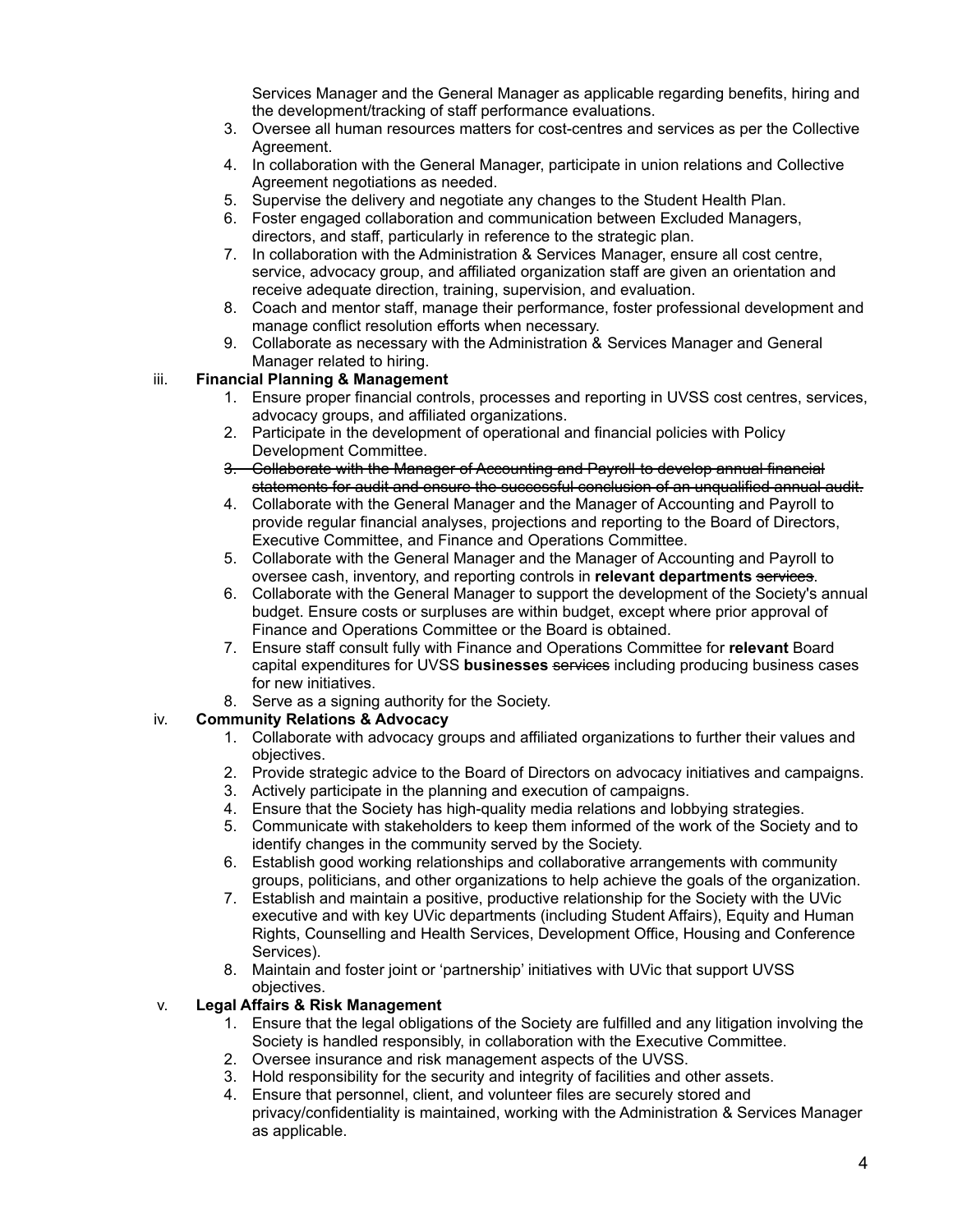Services Manager and the General Manager as applicable regarding benefits, hiring and the development/tracking of staff performance evaluations.

3. Oversee all human resources matters for cost-centres and services as per the Collective Agreement.
4. In collaboration with the General Manager, participate in union relations and Collective Agreement negotiations as needed.
5. Supervise the delivery and negotiate any changes to the Student Health Plan.
6. Foster engaged collaboration and communication between Excluded Managers, directors, and staff, particularly in reference to the strategic plan.
7. In collaboration with the Administration & Services Manager, ensure all cost centre, service, advocacy group, and affiliated organization staff are given an orientation and receive adequate direction, training, supervision, and evaluation.
8. Coach and mentor staff, manage their performance, foster professional development and manage conflict resolution efforts when necessary.
9. Collaborate as necessary with the Administration & Services Manager and General Manager related to hiring.

iii. **Financial Planning & Management**

1. Ensure proper financial controls, processes and reporting in UVSS cost centres, services, advocacy groups, and affiliated organizations.
2. Participate in the development of operational and financial policies with Policy Development Committee.
3. ~~Collaborate with the Manager of Accounting and Payroll to develop annual financial statements for audit and ensure the successful conclusion of an unqualified annual audit.~~
4. Collaborate with the General Manager and the Manager of Accounting and Payroll to provide regular financial analyses, projections and reporting to the Board of Directors, Executive Committee, and Finance and Operations Committee.
5. Collaborate with the General Manager and the Manager of Accounting and Payroll to oversee cash, inventory, and reporting controls in **relevant departments** ~~services~~.
6. Collaborate with the General Manager to support the development of the Society's annual budget. Ensure costs or surpluses are within budget, except where prior approval of Finance and Operations Committee or the Board is obtained.
7. Ensure staff consult fully with Finance and Operations Committee for **relevant** Board capital expenditures for UVSS **businesses** ~~services~~ including producing business cases for new initiatives.
8. Serve as a signing authority for the Society.

iv. **Community Relations & Advocacy**

1. Collaborate with advocacy groups and affiliated organizations to further their values and objectives.
2. Provide strategic advice to the Board of Directors on advocacy initiatives and campaigns.
3. Actively participate in the planning and execution of campaigns.
4. Ensure that the Society has high-quality media relations and lobbying strategies.
5. Communicate with stakeholders to keep them informed of the work of the Society and to identify changes in the community served by the Society.
6. Establish good working relationships and collaborative arrangements with community groups, politicians, and other organizations to help achieve the goals of the organization.
7. Establish and maintain a positive, productive relationship for the Society with the UVic executive and with key UVic departments (including Student Affairs), Equity and Human Rights, Counselling and Health Services, Development Office, Housing and Conference Services).
8. Maintain and foster joint or 'partnership' initiatives with UVic that support UVSS objectives.

v. **Legal Affairs & Risk Management**

1. Ensure that the legal obligations of the Society are fulfilled and any litigation involving the Society is handled responsibly, in collaboration with the Executive Committee.
2. Oversee insurance and risk management aspects of the UVSS.
3. Hold responsibility for the security and integrity of facilities and other assets.
4. Ensure that personnel, client, and volunteer files are securely stored and privacy/confidentiality is maintained, working with the Administration & Services Manager as applicable.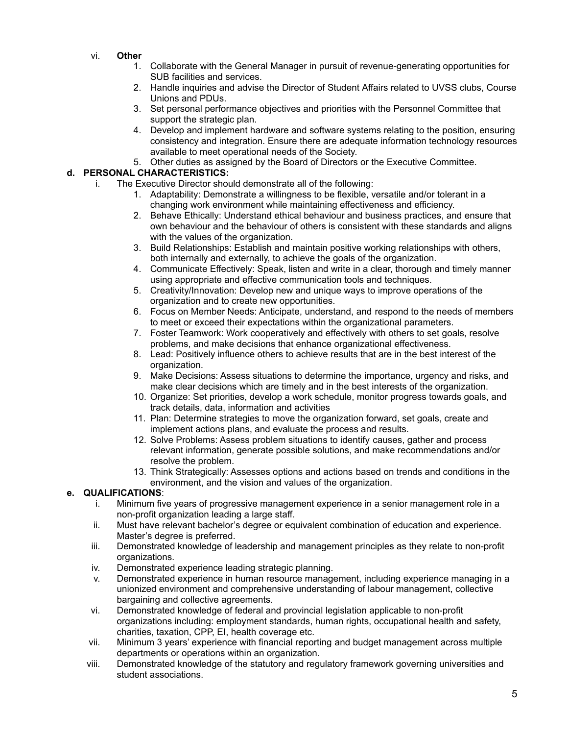vi. **Other**

1. Collaborate with the General Manager in pursuit of revenue-generating opportunities for SUB facilities and services.
2. Handle inquiries and advise the Director of Student Affairs related to UVSS clubs, Course Unions and PDUs.
3. Set personal performance objectives and priorities with the Personnel Committee that support the strategic plan.
4. Develop and implement hardware and software systems relating to the position, ensuring consistency and integration. Ensure there are adequate information technology resources available to meet operational needs of the Society.
5. Other duties as assigned by the Board of Directors or the Executive Committee.

**d. PERSONAL CHARACTERISTICS:**

i. The Executive Director should demonstrate all of the following:

1. Adaptability: Demonstrate a willingness to be flexible, versatile and/or tolerant in a changing work environment while maintaining effectiveness and efficiency.
2. Behave Ethically: Understand ethical behaviour and business practices, and ensure that own behaviour and the behaviour of others is consistent with these standards and aligns with the values of the organization.
3. Build Relationships: Establish and maintain positive working relationships with others, both internally and externally, to achieve the goals of the organization.
4. Communicate Effectively: Speak, listen and write in a clear, thorough and timely manner using appropriate and effective communication tools and techniques.
5. Creativity/Innovation: Develop new and unique ways to improve operations of the organization and to create new opportunities.
6. Focus on Member Needs: Anticipate, understand, and respond to the needs of members to meet or exceed their expectations within the organizational parameters.
7. Foster Teamwork: Work cooperatively and effectively with others to set goals, resolve problems, and make decisions that enhance organizational effectiveness.
8. Lead: Positively influence others to achieve results that are in the best interest of the organization.
9. Make Decisions: Assess situations to determine the importance, urgency and risks, and make clear decisions which are timely and in the best interests of the organization.
10. Organize: Set priorities, develop a work schedule, monitor progress towards goals, and track details, data, information and activities
11. Plan: Determine strategies to move the organization forward, set goals, create and implement actions plans, and evaluate the process and results.
12. Solve Problems: Assess problem situations to identify causes, gather and process relevant information, generate possible solutions, and make recommendations and/or resolve the problem.
13. Think Strategically: Assesses options and actions based on trends and conditions in the environment, and the vision and values of the organization.

**e. QUALIFICATIONS**:

i. Minimum five years of progressive management experience in a senior management role in a non-profit organization leading a large staff.

ii. Must have relevant bachelor's degree or equivalent combination of education and experience. Master's degree is preferred.

iii. Demonstrated knowledge of leadership and management principles as they relate to non-profit organizations.

iv. Demonstrated experience leading strategic planning.

v. Demonstrated experience in human resource management, including experience managing in a unionized environment and comprehensive understanding of labour management, collective bargaining and collective agreements.

vi. Demonstrated knowledge of federal and provincial legislation applicable to non-profit organizations including: employment standards, human rights, occupational health and safety, charities, taxation, CPP, EI, health coverage etc.

vii. Minimum 3 years' experience with financial reporting and budget management across multiple departments or operations within an organization.

viii. Demonstrated knowledge of the statutory and regulatory framework governing universities and student associations.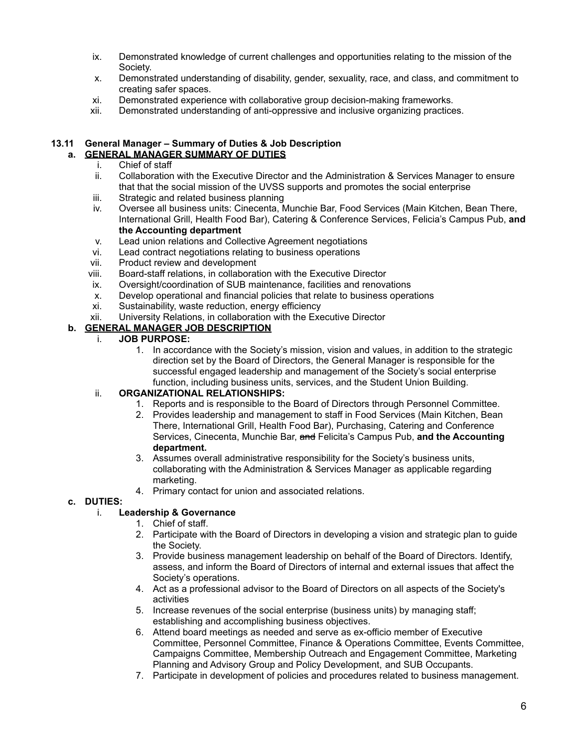ix. Demonstrated knowledge of current challenges and opportunities relating to the mission of the Society.
x. Demonstrated understanding of disability, gender, sexuality, race, and class, and commitment to creating safer spaces.
xi. Demonstrated experience with collaborative group decision-making frameworks.
xii. Demonstrated understanding of anti-oppressive and inclusive organizing practices.

### 13.11 General Manager – Summary of Duties & Job Description

**a. <u>GENERAL MANAGER SUMMARY OF DUTIES</u>**

i. Chief of staff
ii. Collaboration with the Executive Director and the Administration & Services Manager to ensure that that the social mission of the UVSS supports and promotes the social enterprise
iii. Strategic and related business planning
iv. Oversee all business units: Cinecenta, Munchie Bar, Food Services (Main Kitchen, Bean There, International Grill, Health Food Bar), Catering & Conference Services, Felicia's Campus Pub, **and the Accounting department**
v. Lead union relations and Collective Agreement negotiations
vi. Lead contract negotiations relating to business operations
vii. Product review and development
viii. Board-staff relations, in collaboration with the Executive Director
ix. Oversight/coordination of SUB maintenance, facilities and renovations
x. Develop operational and financial policies that relate to business operations
xi. Sustainability, waste reduction, energy efficiency
xii. University Relations, in collaboration with the Executive Director

**b. <u>GENERAL MANAGER JOB DESCRIPTION</u>**

i. **JOB PURPOSE:**
   1. In accordance with the Society's mission, vision and values, in addition to the strategic direction set by the Board of Directors, the General Manager is responsible for the successful engaged leadership and management of the Society's social enterprise function, including business units, services, and the Student Union Building.

ii. **ORGANIZATIONAL RELATIONSHIPS:**
   1. Reports and is responsible to the Board of Directors through Personnel Committee.
   2. Provides leadership and management to staff in Food Services (Main Kitchen, Bean There, International Grill, Health Food Bar), Purchasing, Catering and Conference Services, Cinecenta, Munchie Bar, ~~and~~ Felicita's Campus Pub, **and the Accounting department.**
   3. Assumes overall administrative responsibility for the Society's business units, collaborating with the Administration & Services Manager as applicable regarding marketing.
   4. Primary contact for union and associated relations.

**c. DUTIES:**

i. **Leadership & Governance**
   1. Chief of staff.
   2. Participate with the Board of Directors in developing a vision and strategic plan to guide the Society.
   3. Provide business management leadership on behalf of the Board of Directors. Identify, assess, and inform the Board of Directors of internal and external issues that affect the Society's operations.
   4. Act as a professional advisor to the Board of Directors on all aspects of the Society's activities
   5. Increase revenues of the social enterprise (business units) by managing staff; establishing and accomplishing business objectives.
   6. Attend board meetings as needed and serve as ex-officio member of Executive Committee, Personnel Committee, Finance & Operations Committee, Events Committee, Campaigns Committee, Membership Outreach and Engagement Committee, Marketing Planning and Advisory Group and Policy Development, and SUB Occupants.
   7. Participate in development of policies and procedures related to business management.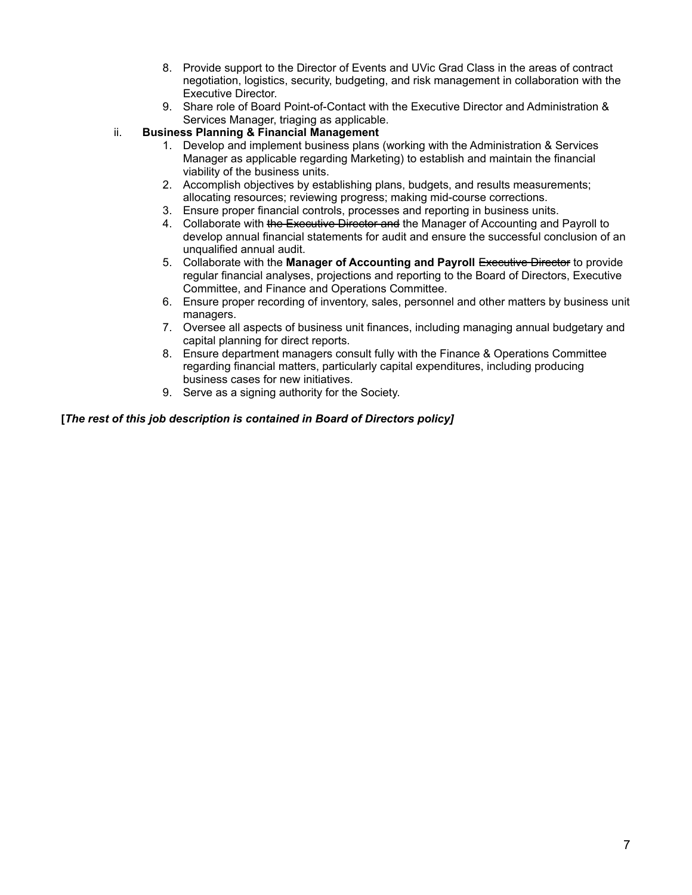8. Provide support to the Director of Events and UVic Grad Class in the areas of contract negotiation, logistics, security, budgeting, and risk management in collaboration with the Executive Director.
9. Share role of Board Point-of-Contact with the Executive Director and Administration & Services Manager, triaging as applicable.

ii. **Business Planning & Financial Management**

1. Develop and implement business plans (working with the Administration & Services Manager as applicable regarding Marketing) to establish and maintain the financial viability of the business units.
2. Accomplish objectives by establishing plans, budgets, and results measurements; allocating resources; reviewing progress; making mid-course corrections.
3. Ensure proper financial controls, processes and reporting in business units.
4. Collaborate with ~~the Executive Director and~~ the Manager of Accounting and Payroll to develop annual financial statements for audit and ensure the successful conclusion of an unqualified annual audit.
5. Collaborate with the **Manager of Accounting and Payroll** ~~Executive Director~~ to provide regular financial analyses, projections and reporting to the Board of Directors, Executive Committee, and Finance and Operations Committee.
6. Ensure proper recording of inventory, sales, personnel and other matters by business unit managers.
7. Oversee all aspects of business unit finances, including managing annual budgetary and capital planning for direct reports.
8. Ensure department managers consult fully with the Finance & Operations Committee regarding financial matters, particularly capital expenditures, including producing business cases for new initiatives.
9. Serve as a signing authority for the Society.

**[*The rest of this job description is contained in Board of Directors policy]***